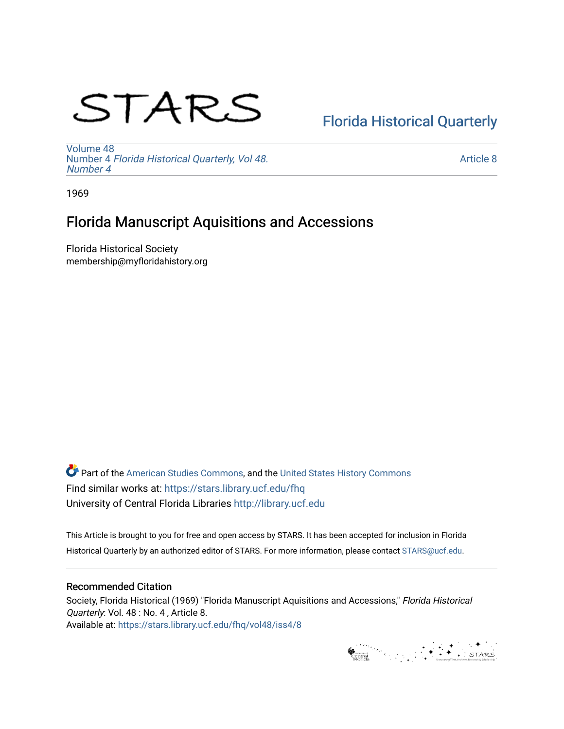STARS

Florida Historical Quarterly

Volume 48
Number 4 *Florida Historical Quarterly, Vol 48. Number 4*

Article 8

1969

# Florida Manuscript Aquisitions and Accessions

Florida Historical Society
membership@myfloridahistory.org

Part of the American Studies Commons, and the United States History Commons
Find similar works at: https://stars.library.ucf.edu/fhq
University of Central Florida Libraries http://library.ucf.edu

This Article is brought to you for free and open access by STARS. It has been accepted for inclusion in Florida Historical Quarterly by an authorized editor of STARS. For more information, please contact STARS@ucf.edu.

## Recommended Citation

Society, Florida Historical (1969) "Florida Manuscript Aquisitions and Accessions," *Florida Historical Quarterly*: Vol. 48 : No. 4 , Article 8.
Available at: https://stars.library.ucf.edu/fhq/vol48/iss4/8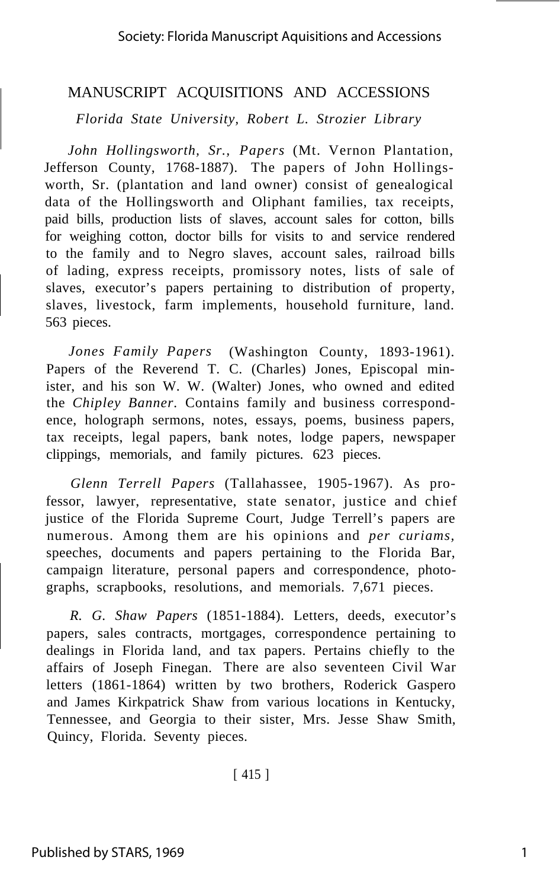# MANUSCRIPT ACQUISITIONS AND ACCESSIONS

## *Florida State University, Robert L. Strozier Library*

*John Hollingsworth, Sr., Papers* (Mt. Vernon Plantation, Jefferson County, 1768-1887). The papers of John Hollingsworth, Sr. (plantation and land owner) consist of genealogical data of the Hollingsworth and Oliphant families, tax receipts, paid bills, production lists of slaves, account sales for cotton, bills for weighing cotton, doctor bills for visits to and service rendered to the family and to Negro slaves, account sales, railroad bills of lading, express receipts, promissory notes, lists of sale of slaves, executor's papers pertaining to distribution of property, slaves, livestock, farm implements, household furniture, land. 563 pieces.

*Jones Family Papers* (Washington County, 1893-1961). Papers of the Reverend T. C. (Charles) Jones, Episcopal minister, and his son W. W. (Walter) Jones, who owned and edited the *Chipley Banner.* Contains family and business correspondence, holograph sermons, notes, essays, poems, business papers, tax receipts, legal papers, bank notes, lodge papers, newspaper clippings, memorials, and family pictures. 623 pieces.

*Glenn Terrell Papers* (Tallahassee, 1905-1967). As professor, lawyer, representative, state senator, justice and chief justice of the Florida Supreme Court, Judge Terrell's papers are numerous. Among them are his opinions and *per curiams,* speeches, documents and papers pertaining to the Florida Bar, campaign literature, personal papers and correspondence, photographs, scrapbooks, resolutions, and memorials. 7,671 pieces.

*R. G. Shaw Papers* (1851-1884). Letters, deeds, executor's papers, sales contracts, mortgages, correspondence pertaining to dealings in Florida land, and tax papers. Pertains chiefly to the affairs of Joseph Finegan. There are also seventeen Civil War letters (1861-1864) written by two brothers, Roderick Gaspero and James Kirkpatrick Shaw from various locations in Kentucky, Tennessee, and Georgia to their sister, Mrs. Jesse Shaw Smith, Quincy, Florida. Seventy pieces.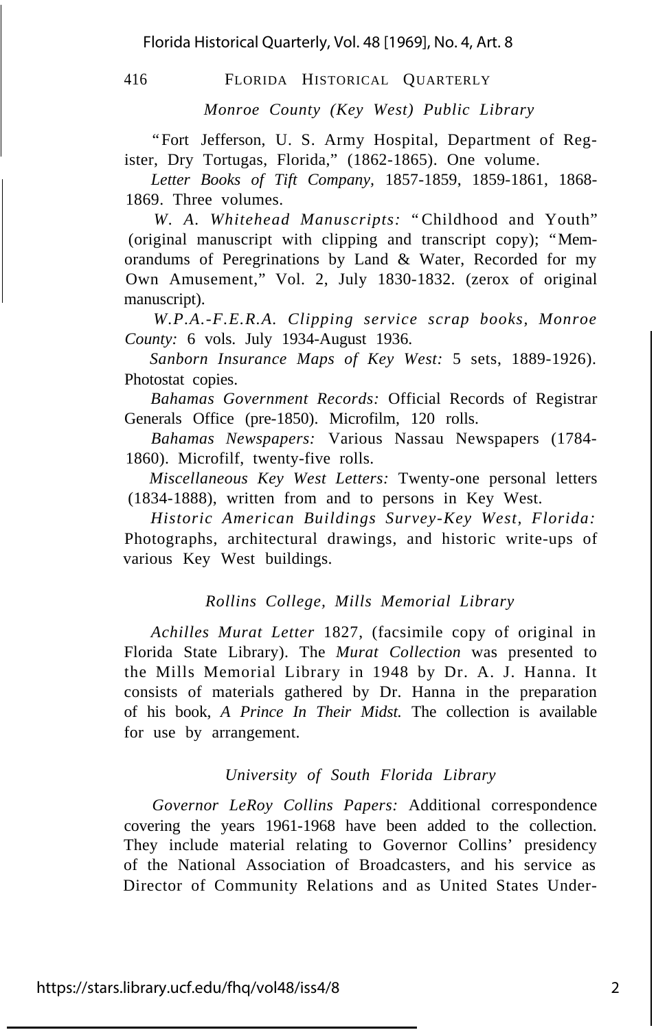### *Monroe County (Key West) Public Library*

"Fort Jefferson, U. S. Army Hospital, Department of Register, Dry Tortugas, Florida," (1862-1865). One volume.

*Letter Books of Tift Company*, 1857-1859, 1859-1861, 1868-1869. Three volumes.

*W. A. Whitehead Manuscripts:* "Childhood and Youth" (original manuscript with clipping and transcript copy); "Memorandums of Peregrinations by Land & Water, Recorded for my Own Amusement," Vol. 2, July 1830-1832. (zerox of original manuscript).

*W.P.A.-F.E.R.A. Clipping service scrap books, Monroe County:* 6 vols. July 1934-August 1936.

*Sanborn Insurance Maps of Key West:* 5 sets, 1889-1926). Photostat copies.

*Bahamas Government Records:* Official Records of Registrar Generals Office (pre-1850). Microfilm, 120 rolls.

*Bahamas Newspapers:* Various Nassau Newspapers (1784-1860). Microfilf, twenty-five rolls.

*Miscellaneous Key West Letters:* Twenty-one personal letters (1834-1888), written from and to persons in Key West.

*Historic American Buildings Survey-Key West, Florida:* Photographs, architectural drawings, and historic write-ups of various Key West buildings.

### *Rollins College, Mills Memorial Library*

*Achilles Murat Letter* 1827, (facsimile copy of original in Florida State Library). The *Murat Collection* was presented to the Mills Memorial Library in 1948 by Dr. A. J. Hanna. It consists of materials gathered by Dr. Hanna in the preparation of his book, *A Prince In Their Midst.* The collection is available for use by arrangement.

### *University of South Florida Library*

*Governor LeRoy Collins Papers:* Additional correspondence covering the years 1961-1968 have been added to the collection. They include material relating to Governor Collins' presidency of the National Association of Broadcasters, and his service as Director of Community Relations and as United States Under-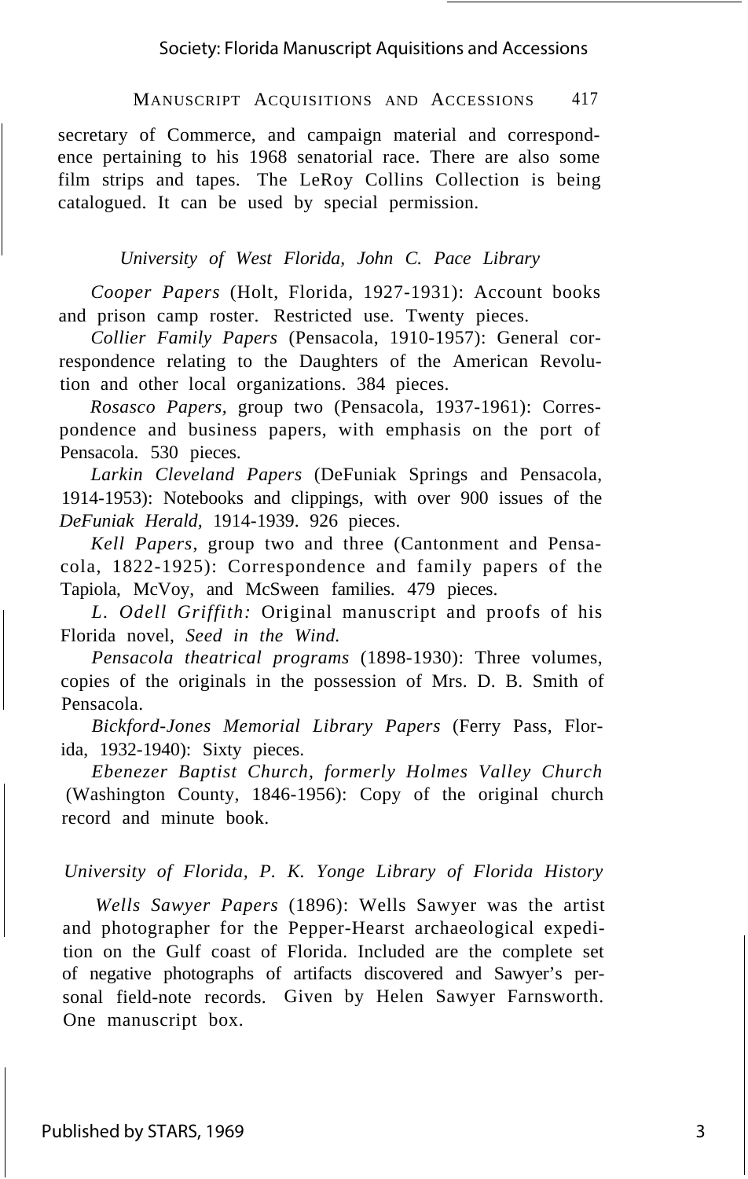secretary of Commerce, and campaign material and correspondence pertaining to his 1968 senatorial race. There are also some film strips and tapes. The LeRoy Collins Collection is being catalogued. It can be used by special permission.

### *University of West Florida, John C. Pace Library*

*Cooper Papers* (Holt, Florida, 1927-1931): Account books and prison camp roster. Restricted use. Twenty pieces.

*Collier Family Papers* (Pensacola, 1910-1957): General correspondence relating to the Daughters of the American Revolution and other local organizations. 384 pieces.

*Rosasco Papers,* group two (Pensacola, 1937-1961): Correspondence and business papers, with emphasis on the port of Pensacola. 530 pieces.

*Larkin Cleveland Papers* (DeFuniak Springs and Pensacola, 1914-1953): Notebooks and clippings, with over 900 issues of the *DeFuniak Herald,* 1914-1939. 926 pieces.

*Kell Papers,* group two and three (Cantonment and Pensacola, 1822-1925): Correspondence and family papers of the Tapiola, McVoy, and McSween families. 479 pieces.

*L. Odell Griffith:* Original manuscript and proofs of his Florida novel, *Seed in the Wind.*

*Pensacola theatrical programs* (1898-1930): Three volumes, copies of the originals in the possession of Mrs. D. B. Smith of Pensacola.

*Bickford-Jones Memorial Library Papers* (Ferry Pass, Florida, 1932-1940): Sixty pieces.

*Ebenezer Baptist Church, formerly Holmes Valley Church* (Washington County, 1846-1956): Copy of the original church record and minute book.

### *University of Florida, P. K. Yonge Library of Florida History*

*Wells Sawyer Papers* (1896): Wells Sawyer was the artist and photographer for the Pepper-Hearst archaeological expedition on the Gulf coast of Florida. Included are the complete set of negative photographs of artifacts discovered and Sawyer's personal field-note records. Given by Helen Sawyer Farnsworth. One manuscript box.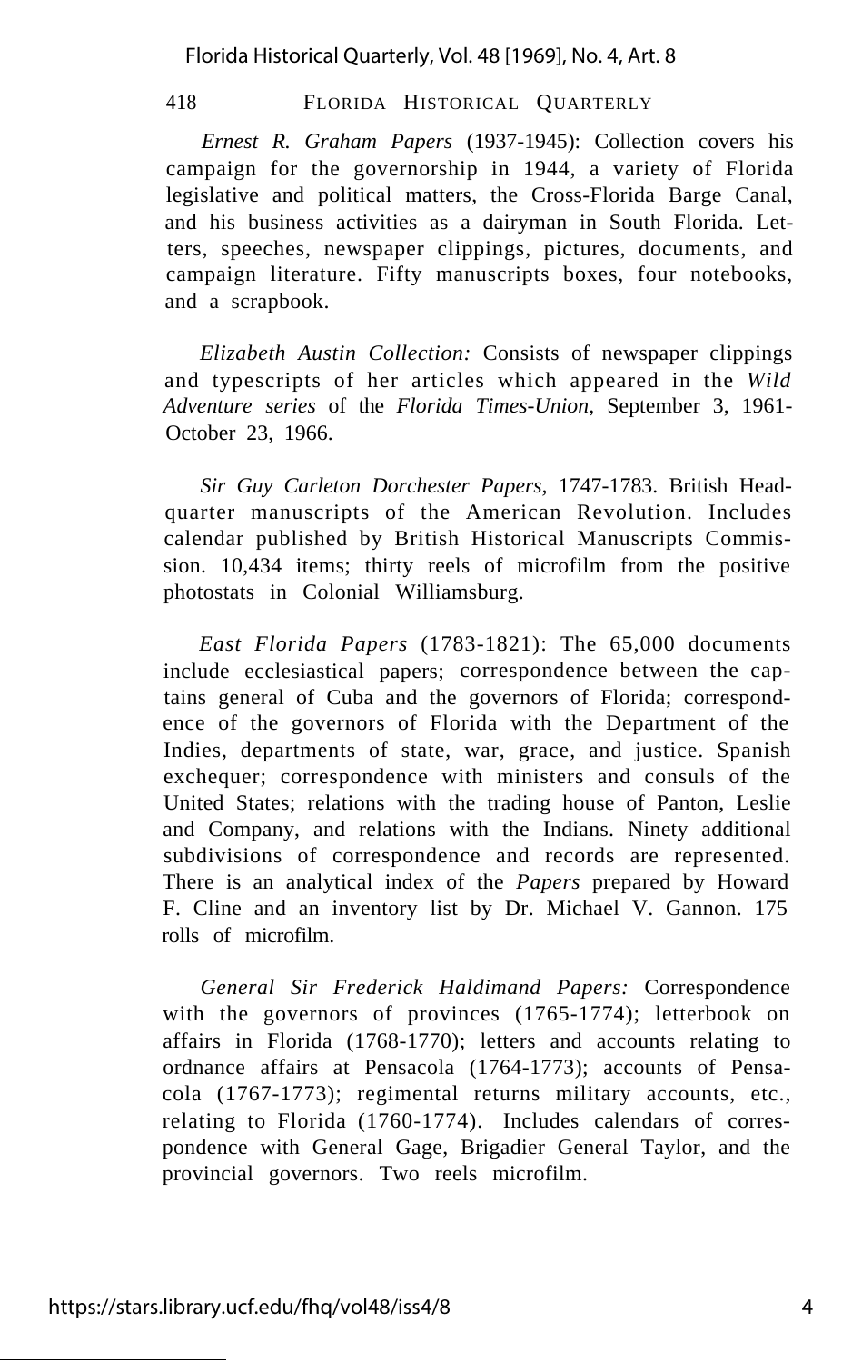*Ernest R. Graham Papers* (1937-1945): Collection covers his campaign for the governorship in 1944, a variety of Florida legislative and political matters, the Cross-Florida Barge Canal, and his business activities as a dairyman in South Florida. Letters, speeches, newspaper clippings, pictures, documents, and campaign literature. Fifty manuscripts boxes, four notebooks, and a scrapbook.

*Elizabeth Austin Collection:* Consists of newspaper clippings and typescripts of her articles which appeared in the *Wild Adventure series* of the *Florida Times-Union,* September 3, 1961-October 23, 1966.

*Sir Guy Carleton Dorchester Papers,* 1747-1783. British Headquarter manuscripts of the American Revolution. Includes calendar published by British Historical Manuscripts Commission. 10,434 items; thirty reels of microfilm from the positive photostats in Colonial Williamsburg.

*East Florida Papers* (1783-1821): The 65,000 documents include ecclesiastical papers; correspondence between the captains general of Cuba and the governors of Florida; correspondence of the governors of Florida with the Department of the Indies, departments of state, war, grace, and justice. Spanish exchequer; correspondence with ministers and consuls of the United States; relations with the trading house of Panton, Leslie and Company, and relations with the Indians. Ninety additional subdivisions of correspondence and records are represented. There is an analytical index of the *Papers* prepared by Howard F. Cline and an inventory list by Dr. Michael V. Gannon. 175 rolls of microfilm.

*General Sir Frederick Haldimand Papers:* Correspondence with the governors of provinces (1765-1774); letterbook on affairs in Florida (1768-1770); letters and accounts relating to ordnance affairs at Pensacola (1764-1773); accounts of Pensacola (1767-1773); regimental returns military accounts, etc., relating to Florida (1760-1774). Includes calendars of correspondence with General Gage, Brigadier General Taylor, and the provincial governors. Two reels microfilm.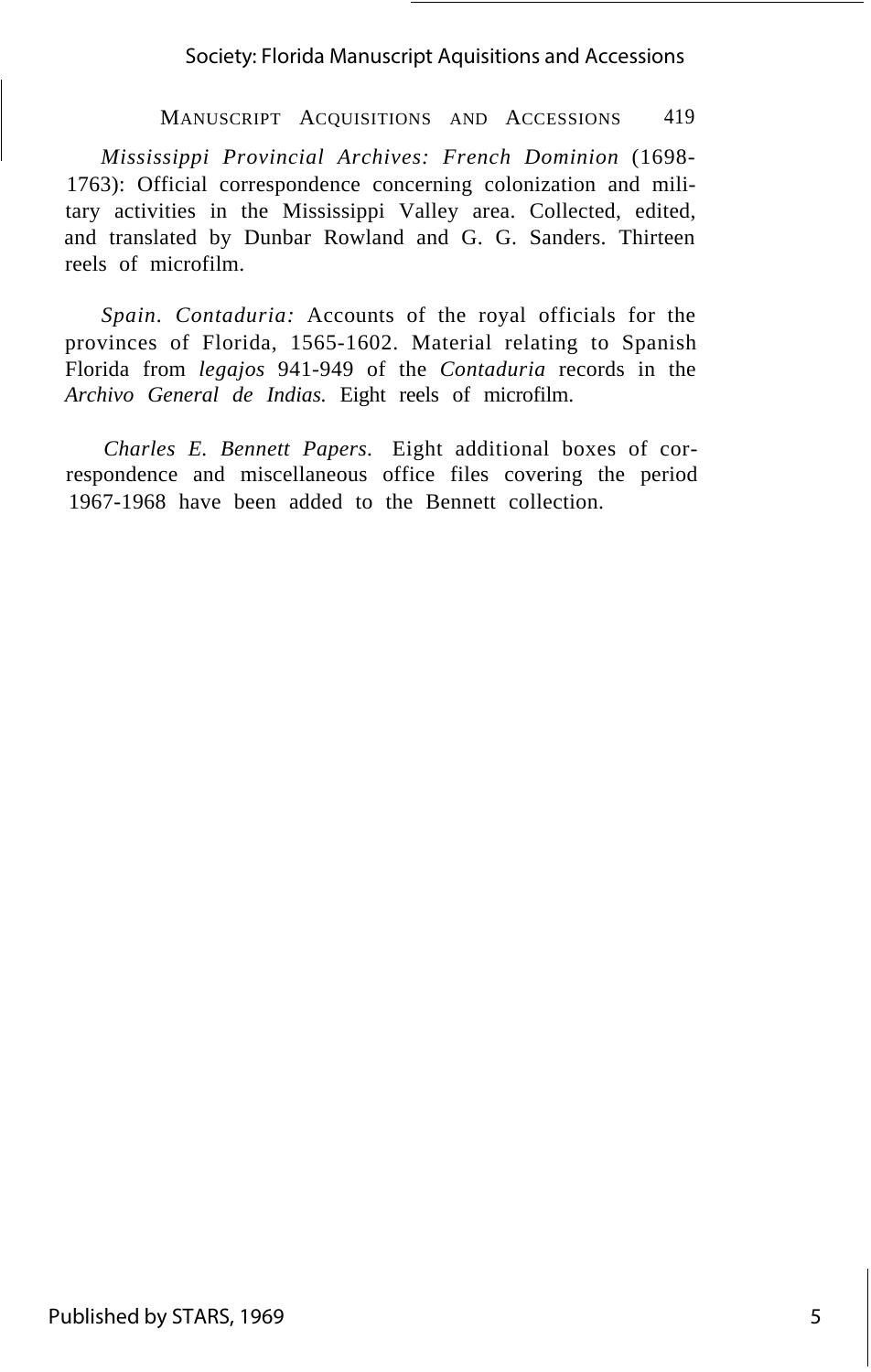*Mississippi Provincial Archives: French Dominion* (1698-1763): Official correspondence concerning colonization and military activities in the Mississippi Valley area. Collected, edited, and translated by Dunbar Rowland and G. G. Sanders. Thirteen reels of microfilm.

*Spain. Contaduria:* Accounts of the royal officials for the provinces of Florida, 1565-1602. Material relating to Spanish Florida from *legajos* 941-949 of the *Contaduria* records in the *Archivo General de Indias.* Eight reels of microfilm.

*Charles E. Bennett Papers.* Eight additional boxes of correspondence and miscellaneous office files covering the period 1967-1968 have been added to the Bennett collection.